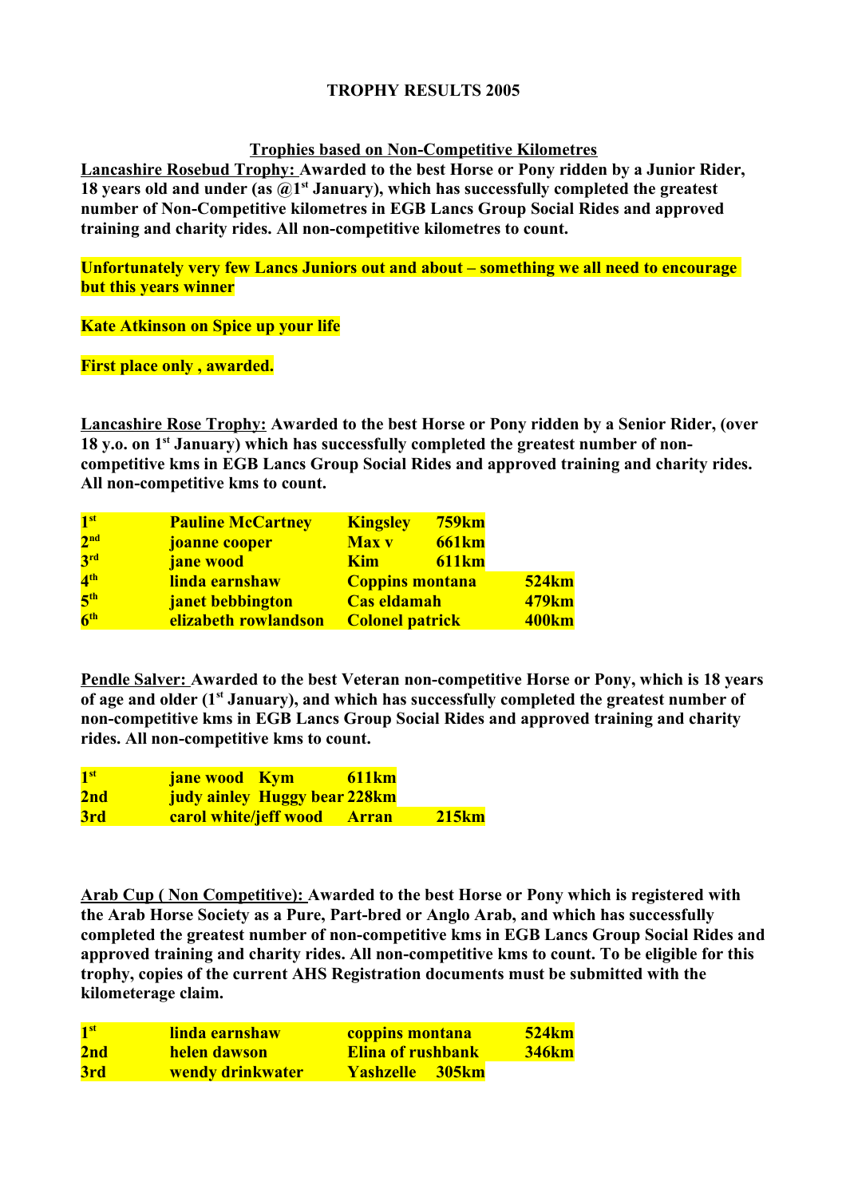# TROPHY RESULTS 2005

## Trophies based on Non-Competitive Kilometres

**Lancashire Rosebud Trophy: Awarded to the best Horse or Pony ridden by a Junior Rider, 18 years old and under (as @1st January), which has successfully completed the greatest number of Non-Competitive kilometres in EGB Lancs Group Social Rides and approved training and charity rides. All non-competitive kilometres to count.**

**Unfortunately very few Lancs Juniors out and about – something we all need to encourage but this years winner**

**Kate Atkinson on Spice up your life**

**First place only , awarded.**

**Lancashire Rose Trophy: Awarded to the best Horse or Pony ridden by a Senior Rider, (over 18 y.o. on 1st January) which has successfully completed the greatest number of non-competitive kms in EGB Lancs Group Social Rides and approved training and charity rides. All non-competitive kms to count.**

| | | | |
|---|---|---|---|
| 1st | Pauline McCartney | Kingsley | 759km |
| 2nd | joanne cooper | Max v | 661km |
| 3rd | jane wood | Kim | 611km |
| 4th | linda earnshaw | Coppins montana | 524km |
| 5th | janet bebbington | Cas eldamah | 479km |
| 6th | elizabeth rowlandson | Colonel patrick | 400km |

**Pendle Salver: Awarded to the best Veteran non-competitive Horse or Pony, which is 18 years of age and older (1st January), and which has successfully completed the greatest number of non-competitive kms in EGB Lancs Group Social Rides and approved training and charity rides. All non-competitive kms to count.**

| | | | |
|---|---|---|---|
| 1st | jane wood | Kym | 611km |
| 2nd | judy ainley | Huggy bear | 228km |
| 3rd | carol white/jeff wood | Arran | 215km |

**Arab Cup ( Non Competitive): Awarded to the best Horse or Pony which is registered with the Arab Horse Society as a Pure, Part-bred or Anglo Arab, and which has successfully completed the greatest number of non-competitive kms in EGB Lancs Group Social Rides and approved training and charity rides. All non-competitive kms to count. To be eligible for this trophy, copies of the current AHS Registration documents must be submitted with the kilometerage claim.**

| | | | |
|---|---|---|---|
| 1st | linda earnshaw | coppins montana | 524km |
| 2nd | helen dawson | Elina of rushbank | 346km |
| 3rd | wendy drinkwater | Yashzelle | 305km |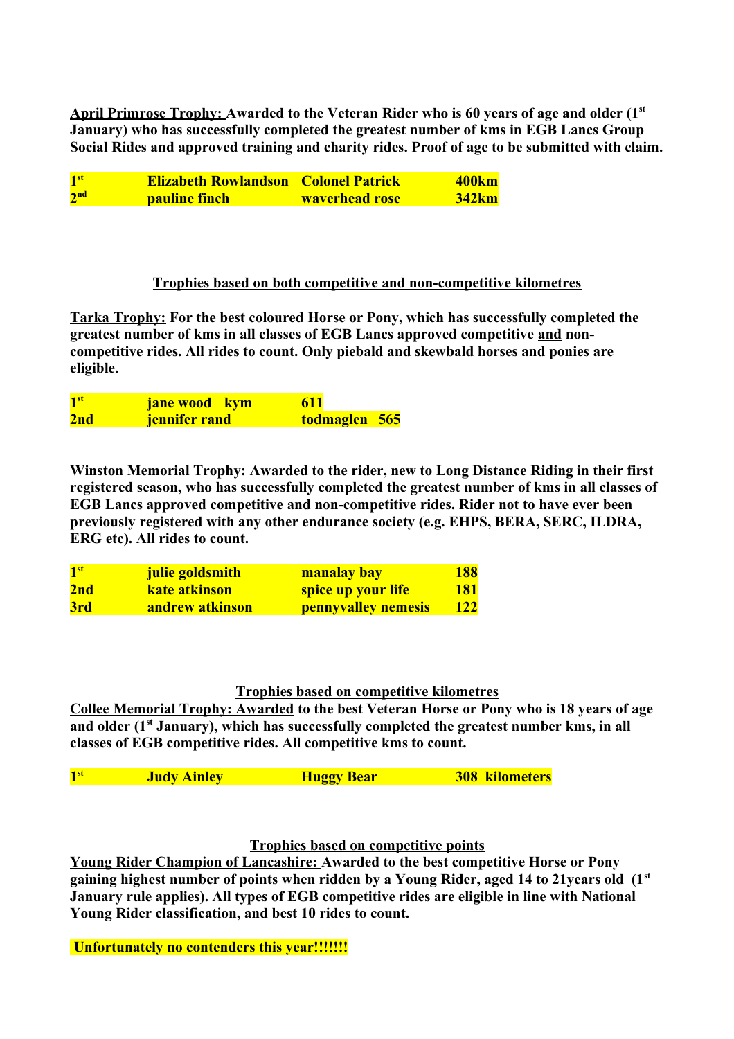**<u>April Primrose Trophy:</u> Awarded to the Veteran Rider who is 60 years of age and older (1st January) who has successfully completed the greatest number of kms in EGB Lancs Group Social Rides and approved training and charity rides. Proof of age to be submitted with claim.**

| | | | |
|---|---|---|---|
| **1st** | **Elizabeth Rowlandson** | **Colonel Patrick** | **400km** |
| **2nd** | **pauline finch** | **waverhead rose** | **342km** |

**<u>Trophies based on both competitive and non-competitive kilometres</u>**

**<u>Tarka Trophy:</u> For the best coloured Horse or Pony, which has successfully completed the greatest number of kms in all classes of EGB Lancs approved competitive <u>and</u> non-competitive rides. All rides to count. Only piebald and skewbald horses and ponies are eligible.**

| | | |
|---|---|---|
| **1st** | **jane wood kym** | **611** |
| **2nd** | **jennifer rand** | **todmaglen 565** |

**<u>Winston Memorial Trophy:</u> Awarded to the rider, new to Long Distance Riding in their first registered season, who has successfully completed the greatest number of kms in all classes of EGB Lancs approved competitive and non-competitive rides. Rider not to have ever been previously registered with any other endurance society (e.g. EHPS, BERA, SERC, ILDRA, ERG etc). All rides to count.**

| | | | |
|---|---|---|---|
| **1st** | **julie goldsmith** | **manalay bay** | **188** |
| **2nd** | **kate atkinson** | **spice up your life** | **181** |
| **3rd** | **andrew atkinson** | **pennyvalley nemesis** | **122** |

**<u>Trophies based on competitive kilometres</u>**

**<u>Collee Memorial Trophy: Awarded</u> to the best Veteran Horse or Pony who is 18 years of age and older (1st January), which has successfully completed the greatest number kms, in all classes of EGB competitive rides. All competitive kms to count.**

| | | | |
|---|---|---|---|
| **1st** | **Judy Ainley** | **Huggy Bear** | **308 kilometers** |

**<u>Trophies based on competitive points</u>**

**<u>Young Rider Champion of Lancashire:</u> Awarded to the best competitive Horse or Pony gaining highest number of points when ridden by a Young Rider, aged 14 to 21years old (1st January rule applies). All types of EGB competitive rides are eligible in line with National Young Rider classification, and best 10 rides to count.**

**Unfortunately no contenders this year!!!!!!!**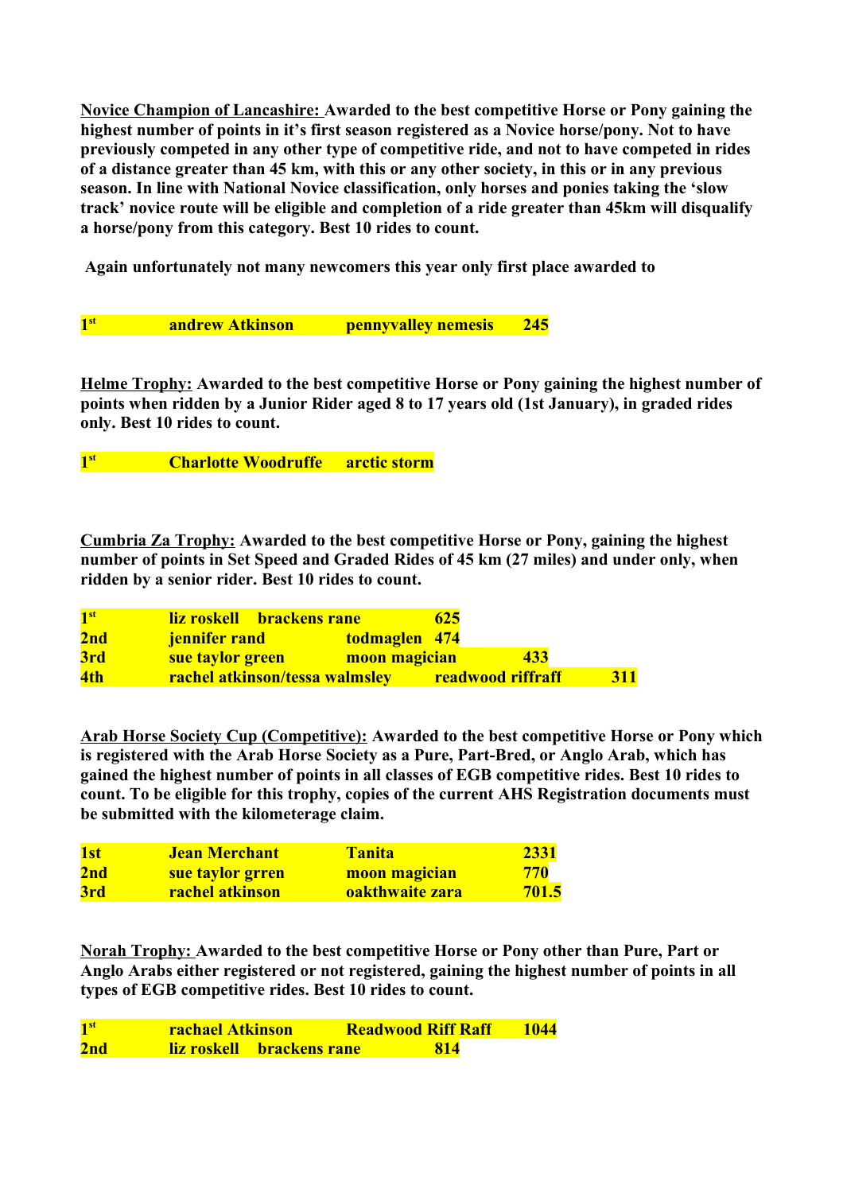**<u>Novice Champion of Lancashire:</u> Awarded to the best competitive Horse or Pony gaining the highest number of points in it's first season registered as a Novice horse/pony. Not to have previously competed in any other type of competitive ride, and not to have competed in rides of a distance greater than 45 km, with this or any other society, in this or in any previous season. In line with National Novice classification, only horses and ponies taking the 'slow track' novice route will be eligible and completion of a ride greater than 45km will disqualify a horse/pony from this category. Best 10 rides to count.**

**Again unfortunately not many newcomers this year only first place awarded to**

| | | | |
|---|---|---|---|
| **1st** | **andrew Atkinson** | **pennyvalley nemesis** | **245** |

**<u>Helme Trophy:</u> Awarded to the best competitive Horse or Pony gaining the highest number of points when ridden by a Junior Rider aged 8 to 17 years old (1st January), in graded rides only. Best 10 rides to count.**

| | | |
|---|---|---|
| **1st** | **Charlotte Woodruffe** | **arctic storm** |

**<u>Cumbria Za Trophy:</u> Awarded to the best competitive Horse or Pony, gaining the highest number of points in Set Speed and Graded Rides of 45 km (27 miles) and under only, when ridden by a senior rider. Best 10 rides to count.**

| | | | |
|---|---|---|---|
| **1st** | **liz roskell** | **brackens rane** | **625** |
| **2nd** | **jennifer rand** | **todmaglen** | **474** |
| **3rd** | **sue taylor green** | **moon magician** | **433** |
| **4th** | **rachel atkinson/tessa walmsley** | **readwood riffraff** | **311** |

**<u>Arab Horse Society Cup (Competitive):</u> Awarded to the best competitive Horse or Pony which is registered with the Arab Horse Society as a Pure, Part-Bred, or Anglo Arab, which has gained the highest number of points in all classes of EGB competitive rides. Best 10 rides to count. To be eligible for this trophy, copies of the current AHS Registration documents must be submitted with the kilometerage claim.**

| | | | |
|---|---|---|---|
| **1st** | **Jean Merchant** | **Tanita** | **2331** |
| **2nd** | **sue taylor grren** | **moon magician** | **770** |
| **3rd** | **rachel atkinson** | **oakthwaite zara** | **701.5** |

**<u>Norah Trophy:</u> Awarded to the best competitive Horse or Pony other than Pure, Part or Anglo Arabs either registered or not registered, gaining the highest number of points in all types of EGB competitive rides. Best 10 rides to count.**

| | | | |
|---|---|---|---|
| **1st** | **rachael Atkinson** | **Readwood Riff Raff** | **1044** |
| **2nd** | **liz roskell** | **brackens rane** | **814** |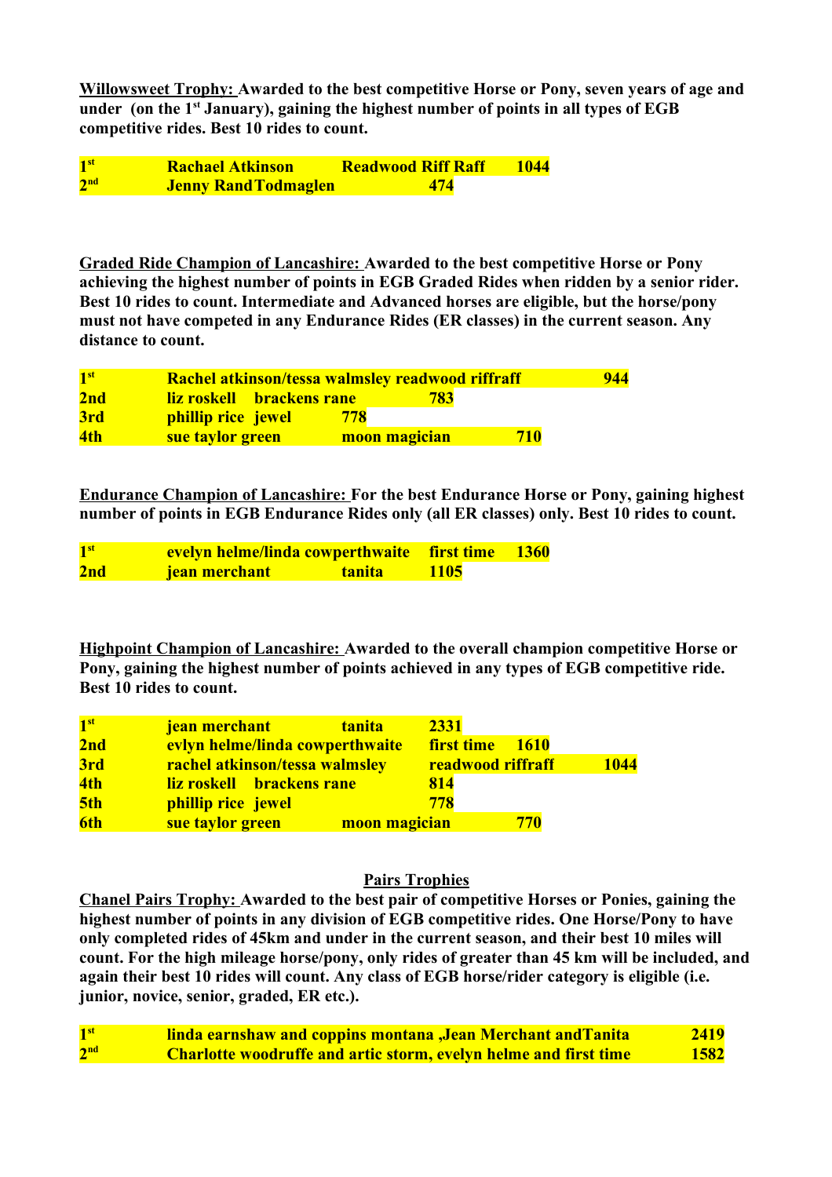**Willowsweet Trophy:** **Awarded to the best competitive Horse or Pony, seven years of age and under (on the 1st January), gaining the highest number of points in all types of EGB competitive rides. Best 10 rides to count.**

| | | | |
|---|---|---|---|
| **1st** | **Rachael Atkinson** | **Readwood Riff Raff** | **1044** |
| **2nd** | **Jenny Rand Todmaglen** | | **474** |

**Graded Ride Champion of Lancashire:** **Awarded to the best competitive Horse or Pony achieving the highest number of points in EGB Graded Rides when ridden by a senior rider. Best 10 rides to count. Intermediate and Advanced horses are eligible, but the horse/pony must not have competed in any Endurance Rides (ER classes) in the current season. Any distance to count.**

| | | | |
|---|---|---|---|
| **1st** | **Rachel atkinson/tessa walmsley** | **readwood riffraff** | **944** |
| **2nd** | **liz roskell** | **brackens rane** | **783** |
| **3rd** | **phillip rice** | **jewel** | **778** |
| **4th** | **sue taylor green** | **moon magician** | **710** |

**Endurance Champion of Lancashire:** **For the best Endurance Horse or Pony, gaining highest number of points in EGB Endurance Rides only (all ER classes) only. Best 10 rides to count.**

| | | | |
|---|---|---|---|
| **1st** | **evelyn helme/linda cowperthwaite** | **first time** | **1360** |
| **2nd** | **jean merchant** | **tanita** | **1105** |

**Highpoint Champion of Lancashire:** **Awarded to the overall champion competitive Horse or Pony, gaining the highest number of points achieved in any types of EGB competitive ride. Best 10 rides to count.**

| | | | |
|---|---|---|---|
| **1st** | **jean merchant** | **tanita** | **2331** |
| **2nd** | **evlyn helme/linda cowperthwaite** | **first time** | **1610** |
| **3rd** | **rachel atkinson/tessa walmsley** | **readwood riffraff** | **1044** |
| **4th** | **liz roskell** | **brackens rane** | **814** |
| **5th** | **phillip rice** | **jewel** | **778** |
| **6th** | **sue taylor green** | **moon magician** | **770** |

## Pairs Trophies

**Chanel Pairs Trophy:** **Awarded to the best pair of competitive Horses or Ponies, gaining the highest number of points in any division of EGB competitive rides. One Horse/Pony to have only completed rides of 45km and under in the current season, and their best 10 miles will count. For the high mileage horse/pony, only rides of greater than 45 km will be included, and again their best 10 rides will count. Any class of EGB horse/rider category is eligible (i.e. junior, novice, senior, graded, ER etc.).**

| | | |
|---|---|---|
| **1st** | **linda earnshaw and coppins montana ,Jean Merchant andTanita** | **2419** |
| **2nd** | **Charlotte woodruffe and artic storm, evelyn helme and first time** | **1582** |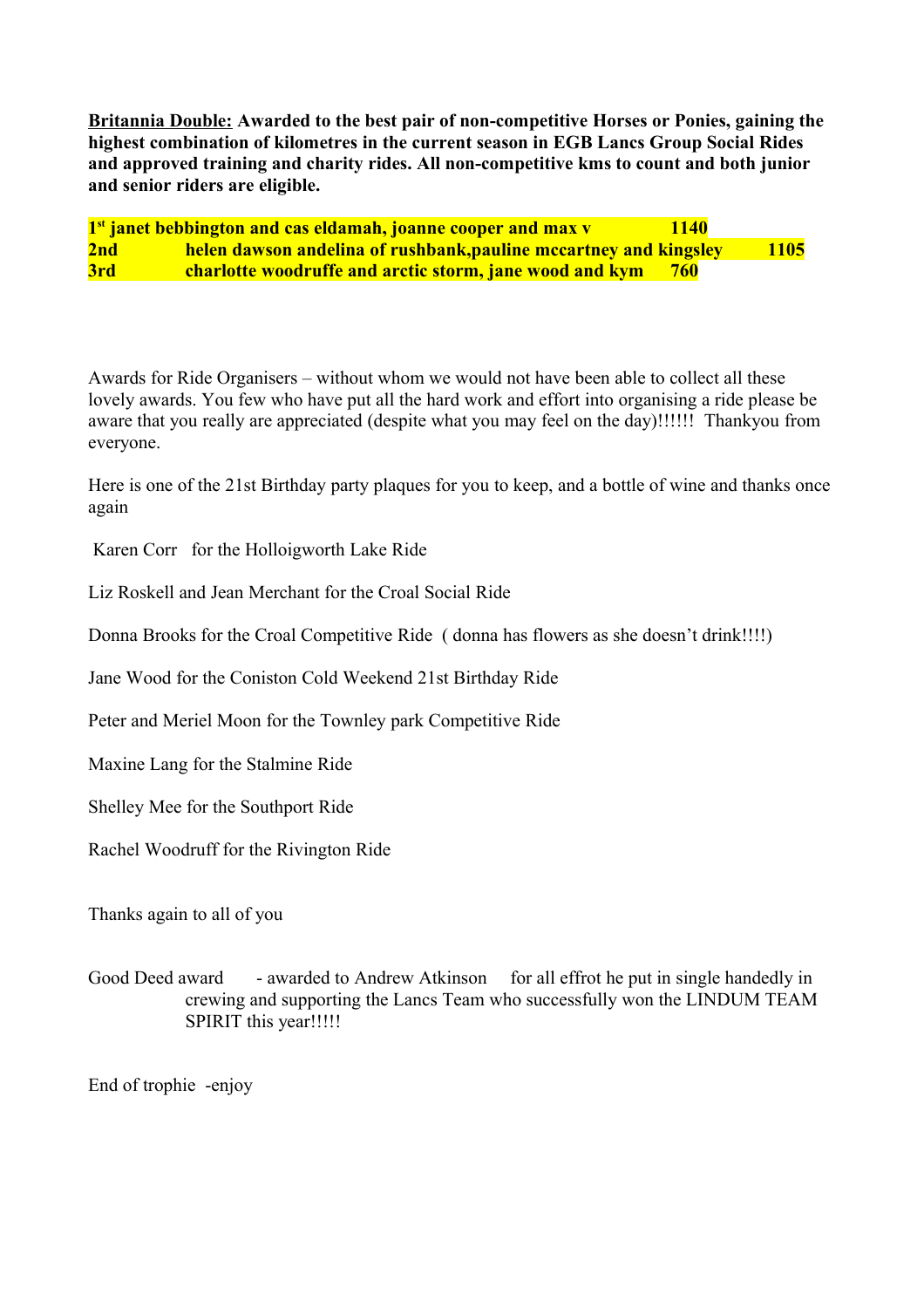**<u>Britannia Double:</u> Awarded to the best pair of non-competitive Horses or Ponies, gaining the highest combination of kilometres in the current season in EGB Lancs Group Social Rides and approved training and charity rides. All non-competitive kms to count and both junior and senior riders are eligible.**

| | | |
|---|---|---|
| **1st** | **janet bebbington and cas eldamah, joanne cooper and max v** | **1140** |
| **2nd** | **helen dawson andelina of rushbank,pauline mccartney and kingsley** | **1105** |
| **3rd** | **charlotte woodruffe and arctic storm, jane wood and kym** | **760** |

Awards for Ride Organisers – without whom we would not have been able to collect all these lovely awards. You few who have put all the hard work and effort into organising a ride please be aware that you really are appreciated (despite what you may feel on the day)!!!!!! Thankyou from everyone.

Here is one of the 21st Birthday party plaques for you to keep, and a bottle of wine and thanks once again

Karen Corr for the Holloigworth Lake Ride

Liz Roskell and Jean Merchant for the Croal Social Ride

Donna Brooks for the Croal Competitive Ride ( donna has flowers as she doesn't drink!!!!)

Jane Wood for the Coniston Cold Weekend 21st Birthday Ride

Peter and Meriel Moon for the Townley park Competitive Ride

Maxine Lang for the Stalmine Ride

Shelley Mee for the Southport Ride

Rachel Woodruff for the Rivington Ride

Thanks again to all of you

Good Deed award - awarded to Andrew Atkinson for all effrot he put in single handedly in crewing and supporting the Lancs Team who successfully won the LINDUM TEAM SPIRIT this year!!!!!

End of trophie -enjoy